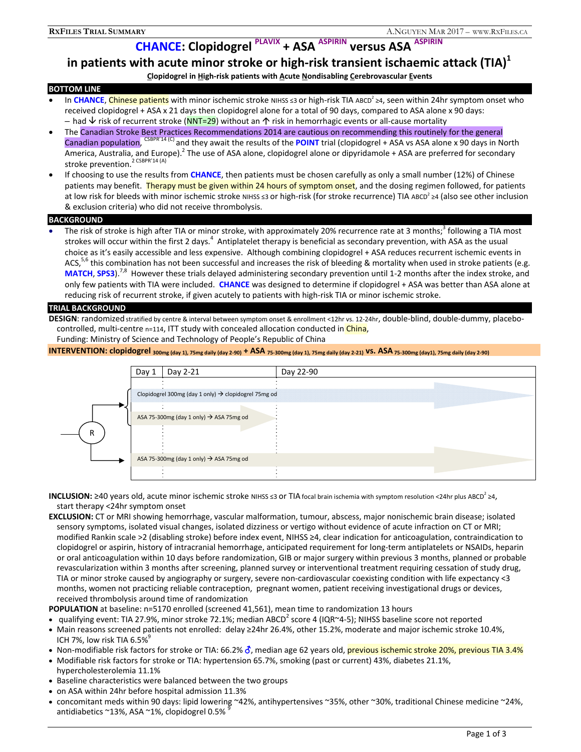# CHANCE: Clopidogrel PLAVIX + ASA ASPIRIN versus ASA ASPIRIN in patients with acute minor stroke or high-risk transient ischaemic attack (TIA)[1]

**Clopidogrel in High-risk patients with Acute Nondisabling Cerebrovascular Events**

## BOTTOM LINE

- In **CHANCE**, Chinese patients with minor ischemic stroke NIHSS ≤3 or high-risk TIA ABCD² ≥4, seen within 24hr symptom onset who received clopidogrel + ASA x 21 days then clopidogrel alone for a total of 90 days, compared to ASA alone x 90 days:
  – had ↓ risk of recurrent stroke (NNT=29) without an ↑ risk in hemorrhagic events or all-cause mortality
- The Canadian Stroke Best Practices Recommendations 2014 are cautious on recommending this routinely for the general Canadian population, [CSBPR'14 (C)] and they await the results of the **POINT** trial (clopidogrel + ASA vs ASA alone x 90 days in North America, Australia, and Europe).[2] The use of ASA alone, clopidogrel alone or dipyridamole + ASA are preferred for secondary stroke prevention.[2 CSBPR'14 (A)]
- If choosing to use the results from **CHANCE**, then patients must be chosen carefully as only a small number (12%) of Chinese patients may benefit. Therapy must be given within 24 hours of symptom onset, and the dosing regimen followed, for patients at low risk for bleeds with minor ischemic stroke NIHSS ≤3 or high-risk (for stroke recurrence) TIA ABCD² ≥4 (also see other inclusion & exclusion criteria) who did not receive thrombolysis.

## BACKGROUND

- The risk of stroke is high after TIA or minor stroke, with approximately 20% recurrence rate at 3 months;[3] following a TIA most strokes will occur within the first 2 days.[4] Antiplatelet therapy is beneficial as secondary prevention, with ASA as the usual choice as it's easily accessible and less expensive. Although combining clopidogrel + ASA reduces recurrent ischemic events in ACS,[5,6] this combination has not been successful and increases the risk of bleeding & mortality when used in stroke patients (e.g. **MATCH**, **SPS3**).[7,8] However these trials delayed administering secondary prevention until 1-2 months after the index stroke, and only few patients with TIA were included. **CHANCE** was designed to determine if clopidogrel + ASA was better than ASA alone at reducing risk of recurrent stroke, if given acutely to patients with high-risk TIA or minor ischemic stroke.

## TRIAL BACKGROUND

**DESIGN**: randomized stratified by centre & interval between symptom onset & enrollment <12hr vs. 12-24hr, double-blind, double-dummy, placebo-controlled, multi-centre n=114, ITT study with concealed allocation conducted in China,
Funding: Ministry of Science and Technology of People's Republic of China

**INTERVENTION: clopidogrel** 300mg (day 1), 75mg daily (day 2-90) **+ ASA** 75-300mg (day 1), 75mg daily (day 2-21) **vs. ASA** 75-300mg (day1), 75mg daily (day 2-90)

| | Day 1 | Day 2-21 | Day 22-90 |
|---|---|---|---|
| R → Arm 1 | Clopidogrel 300mg (day 1 only) → clopidogrel 75mg od | → | → (through day 90) |
| | ASA 75-300mg (day 1 only) → ASA 75mg od | → (through day 21) | |
| R → Arm 2 | ASA 75-300mg (day 1 only) → ASA 75mg od | → | → (through day 90) |

**INCLUSION:** ≥40 years old, acute minor ischemic stroke NIHSS ≤3 or TIA focal brain ischemia with symptom resolution <24hr plus ABCD² ≥4, start therapy <24hr symptom onset

**EXCLUSION:** CT or MRI showing hemorrhage, vascular malformation, tumour, abscess, major nonischemic brain disease; isolated sensory symptoms, isolated visual changes, isolated dizziness or vertigo without evidence of acute infraction on CT or MRI; modified Rankin scale >2 (disabling stroke) before index event, NIHSS ≥4, clear indication for anticoagulation, contraindication to clopidogrel or aspirin, history of intracranial hemorrhage, anticipated requirement for long-term antiplatelets or NSAIDs, heparin or oral anticoagulation within 10 days before randomization, GIB or major surgery within previous 3 months, planned or probable revascularization within 3 months after screening, planned survey or interventional treatment requiring cessation of study drug, TIA or minor stroke caused by angiography or surgery, severe non-cardiovascular coexisting condition with life expectancy <3 months, women not practicing reliable contraception, pregnant women, patient receiving investigational drugs or devices, received thrombolysis around time of randomization

**POPULATION** at baseline: n=5170 enrolled (screened 41,561), mean time to randomization 13 hours

- qualifying event: TIA 27.9%, minor stroke 72.1%; median ABCD² score 4 (IQR~4-5); NIHSS baseline score not reported
- Main reasons screened patients not enrolled: delay ≥24hr 26.4%, other 15.2%, moderate and major ischemic stroke 10.4%, ICH 7%, low risk TIA 6.5%[9]
- Non-modifiable risk factors for stroke or TIA: 66.2% ♂, median age 62 years old, previous ischemic stroke 20%, previous TIA 3.4%
- Modifiable risk factors for stroke or TIA: hypertension 65.7%, smoking (past or current) 43%, diabetes 21.1%, hypercholesterolemia 11.1%
- Baseline characteristics were balanced between the two groups
- on ASA within 24hr before hospital admission 11.3%
- concomitant meds within 90 days: lipid lowering ~42%, antihypertensives ~35%, other ~30%, traditional Chinese medicine ~24%, antidiabetics ~13%, ASA ~1%, clopidogrel 0.5%[9]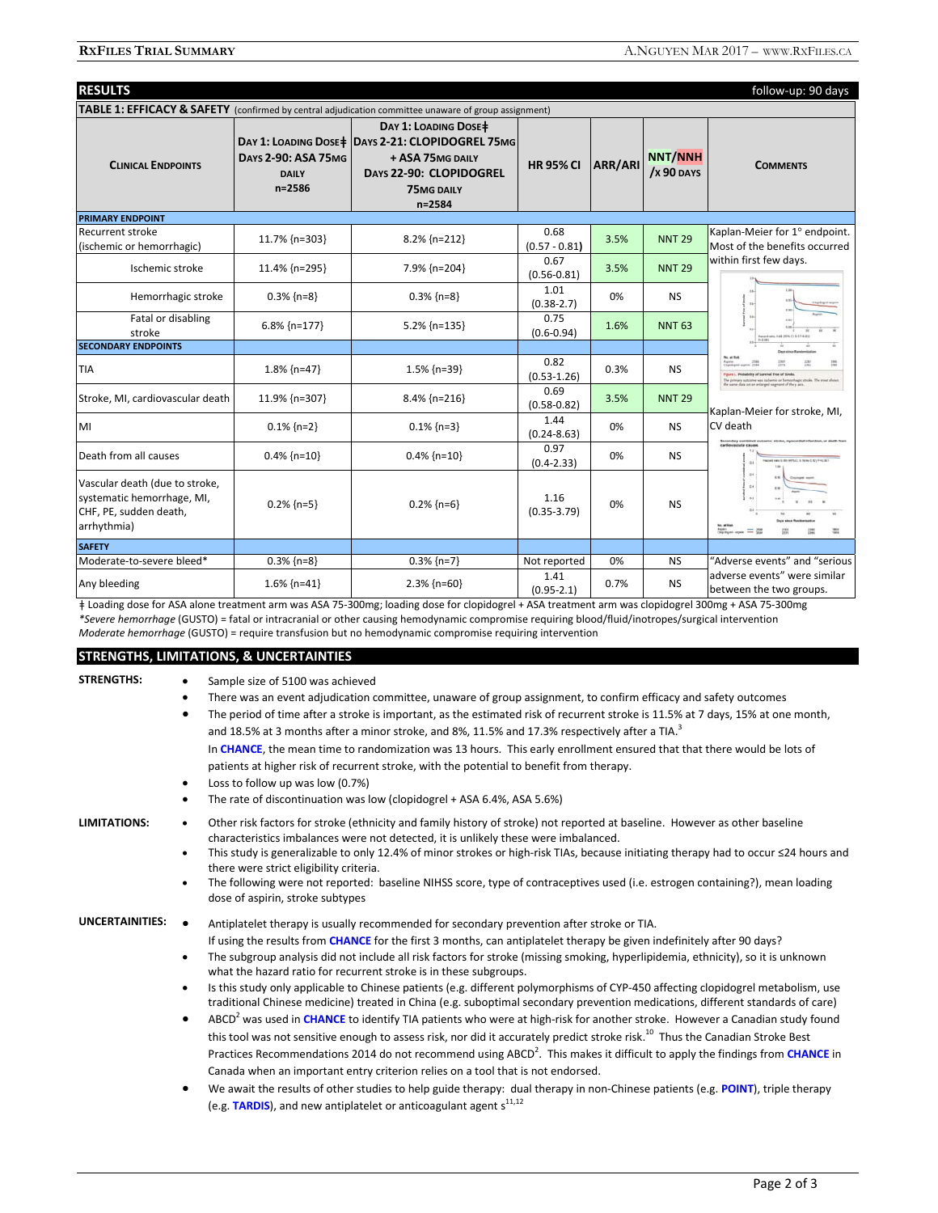## RESULTS

follow-up: 90 days

**TABLE 1: EFFICACY & SAFETY** (confirmed by central adjudication committee unaware of group assignment)

| Clinical Endpoints | Day 1: Loading Dose‡ Days 2-90: ASA 75mg daily n=2586 | Day 1: Loading Dose‡ Days 2-21: Clopidogrel 75mg + ASA 75mg daily Days 22-90: Clopidogrel 75mg daily n=2584 | HR 95% CI | ARR/ARI | NNT/NNH /x 90 days | Comments |
|---|---|---|---|---|---|---|
| **PRIMARY ENDPOINT** | | | | | | |
| Recurrent stroke (ischemic or hemorrhagic) | 11.7% {n=303} | 8.2% {n=212} | 0.68 (0.57 - 0.81) | 3.5% | NNT 29 | Kaplan-Meier for 1° endpoint. Most of the benefits occurred within first few days. |
| Ischemic stroke | 11.4% {n=295} | 7.9% {n=204} | 0.67 (0.56-0.81) | 3.5% | NNT 29 | |
| Hemorrhagic stroke | 0.3% {n=8} | 0.3% {n=8} | 1.01 (0.38-2.7) | 0% | NS | |
| Fatal or disabling stroke | 6.8% {n=177} | 5.2% {n=135} | 0.75 (0.6-0.94) | 1.6% | NNT 63 | |
| **SECONDARY ENDPOINTS** | | | | | | |
| TIA | 1.8% {n=47} | 1.5% {n=39} | 0.82 (0.53-1.26) | 0.3% | NS | |
| Stroke, MI, cardiovascular death | 11.9% {n=307} | 8.4% {n=216} | 0.69 (0.58-0.82) | 3.5% | NNT 29 | Kaplan-Meier for stroke, MI, CV death |
| MI | 0.1% {n=2} | 0.1% {n=3} | 1.44 (0.24-8.63) | 0% | NS | |
| Death from all causes | 0.4% {n=10} | 0.4% {n=10} | 0.97 (0.4-2.33) | 0% | NS | |
| Vascular death (due to stroke, systematic hemorrhage, MI, CHF, PE, sudden death, arrhythmia) | 0.2% {n=5} | 0.2% {n=6} | 1.16 (0.35-3.79) | 0% | NS | |
| **SAFETY** | | | | | | |
| Moderate-to-severe bleed* | 0.3% {n=8} | 0.3% {n=7} | Not reported | 0% | NS | "Adverse events" and "serious adverse events" were similar between the two groups. |
| Any bleeding | 1.6% {n=41} | 2.3% {n=60} | 1.41 (0.95-2.1) | 0.7% | NS | |

‡ Loading dose for ASA alone treatment arm was ASA 75-300mg; loading dose for clopidogrel + ASA treatment arm was clopidogrel 300mg + ASA 75-300mg

**Severe hemorrhage* (GUSTO) = fatal or intracranial or other causing hemodynamic compromise requiring blood/fluid/inotropes/surgical intervention

*Moderate hemorrhage* (GUSTO) = require transfusion but no hemodynamic compromise requiring intervention

## STRENGTHS, LIMITATIONS, & UNCERTAINTIES

**STRENGTHS:**

- Sample size of 5100 was achieved
- There was an event adjudication committee, unaware of group assignment, to confirm efficacy and safety outcomes
- The period of time after a stroke is important, as the estimated risk of recurrent stroke is 11.5% at 7 days, 15% at one month, and 18.5% at 3 months after a minor stroke, and 8%, 11.5% and 17.3% respectively after a TIA.[3]
  In **CHANCE**, the mean time to randomization was 13 hours. This early enrollment ensured that that there would be lots of patients at higher risk of recurrent stroke, with the potential to benefit from therapy.
- Loss to follow up was low (0.7%)
- The rate of discontinuation was low (clopidogrel + ASA 6.4%, ASA 5.6%)

**LIMITATIONS:**

- Other risk factors for stroke (ethnicity and family history of stroke) not reported at baseline. However as other baseline characteristics imbalances were not detected, it is unlikely these were imbalanced.
- This study is generalizable to only 12.4% of minor strokes or high-risk TIAs, because initiating therapy had to occur ≤24 hours and there were strict eligibility criteria.
- The following were not reported: baseline NIHSS score, type of contraceptives used (i.e. estrogen containing?), mean loading dose of aspirin, stroke subtypes

**UNCERTAINITIES:**

- Antiplatelet therapy is usually recommended for secondary prevention after stroke or TIA.
  If using the results from **CHANCE** for the first 3 months, can antiplatelet therapy be given indefinitely after 90 days?
- The subgroup analysis did not include all risk factors for stroke (missing smoking, hyperlipidemia, ethnicity), so it is unknown what the hazard ratio for recurrent stroke is in these subgroups.
- Is this study only applicable to Chinese patients (e.g. different polymorphisms of CYP-450 affecting clopidogrel metabolism, use traditional Chinese medicine) treated in China (e.g. suboptimal secondary prevention medications, different standards of care)
- $ABCD^2$ was used in **CHANCE** to identify TIA patients who were at high-risk for another stroke. However a Canadian study found this tool was not sensitive enough to assess risk, nor did it accurately predict stroke risk.[10] Thus the Canadian Stroke Best Practices Recommendations 2014 do not recommend using $ABCD^2$. This makes it difficult to apply the findings from **CHANCE** in Canada when an important entry criterion relies on a tool that is not endorsed.
- We await the results of other studies to help guide therapy: dual therapy in non-Chinese patients (e.g. **POINT**), triple therapy (e.g. **TARDIS**), and new antiplatelet or anticoagulant agent s[11,12]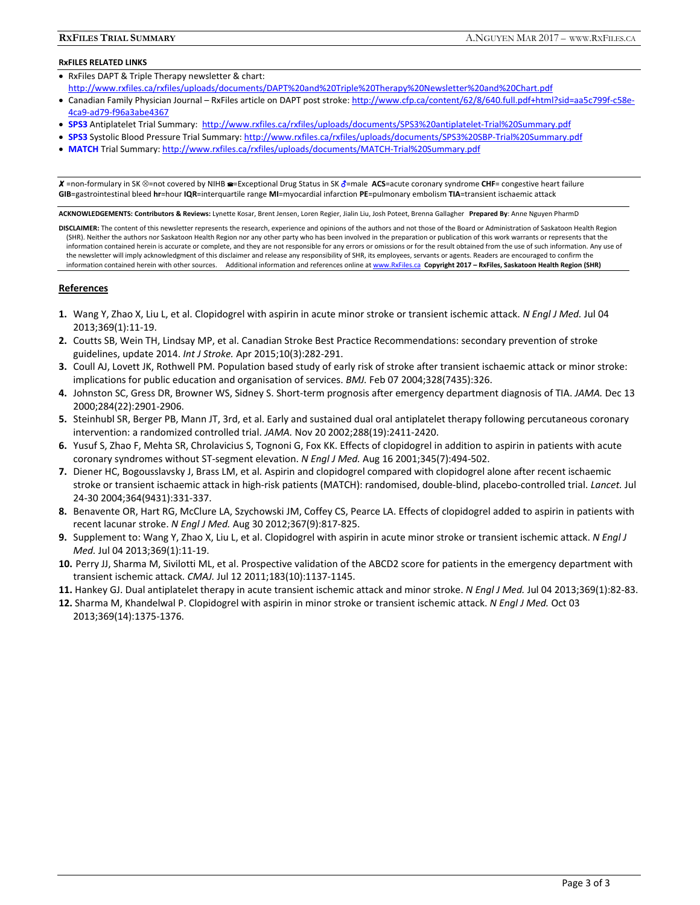**RxFILES RELATED LINKS**

- RxFiles DAPT & Triple Therapy newsletter & chart: http://www.rxfiles.ca/rxfiles/uploads/documents/DAPT%20and%20Triple%20Therapy%20Newsletter%20and%20Chart.pdf
- Canadian Family Physician Journal – RxFiles article on DAPT post stroke: http://www.cfp.ca/content/62/8/640.full.pdf+html?sid=aa5c799f-c58e-4ca9-ad79-f96a3abe4367
- **SPS3** Antiplatelet Trial Summary: http://www.rxfiles.ca/rxfiles/uploads/documents/SPS3%20antiplatelet-Trial%20Summary.pdf
- **SPS3** Systolic Blood Pressure Trial Summary: http://www.rxfiles.ca/rxfiles/uploads/documents/SPS3%20SBP-Trial%20Summary.pdf
- **MATCH** Trial Summary: http://www.rxfiles.ca/rxfiles/uploads/documents/MATCH-Trial%20Summary.pdf

✗ =non-formulary in SK ⊗=not covered by NIHB ☎=Exceptional Drug Status in SK ♂=male **ACS**=acute coronary syndrome **CHF**= congestive heart failure **GIB**=gastrointestinal bleed **hr**=hour **IQR**=interquartile range **MI**=myocardial infarction **PE**=pulmonary embolism **TIA**=transient ischaemic attack

**ACKNOWLEDGEMENTS: Contributors & Reviews:** Lynette Kosar, Brent Jensen, Loren Regier, Jialin Liu, Josh Poteet, Brenna Gallagher **Prepared By**: Anne Nguyen PharmD

**DISCLAIMER:** The content of this newsletter represents the research, experience and opinions of the authors and not those of the Board or Administration of Saskatoon Health Region (SHR). Neither the authors nor Saskatoon Health Region nor any other party who has been involved in the preparation or publication of this work warrants or represents that the information contained herein is accurate or complete, and they are not responsible for any errors or omissions or for the result obtained from the use of such information. Any use of the newsletter will imply acknowledgment of this disclaimer and release any responsibility of SHR, its employees, servants or agents. Readers are encouraged to confirm the information contained herein with other sources. Additional information and references online at www.RxFiles.ca **Copyright 2017 – RxFiles, Saskatoon Health Region (SHR)**

## References

1. Wang Y, Zhao X, Liu L, et al. Clopidogrel with aspirin in acute minor stroke or transient ischemic attack. *N Engl J Med.* Jul 04 2013;369(1):11-19.
2. Coutts SB, Wein TH, Lindsay MP, et al. Canadian Stroke Best Practice Recommendations: secondary prevention of stroke guidelines, update 2014. *Int J Stroke.* Apr 2015;10(3):282-291.
3. Coull AJ, Lovett JK, Rothwell PM. Population based study of early risk of stroke after transient ischaemic attack or minor stroke: implications for public education and organisation of services. *BMJ.* Feb 07 2004;328(7435):326.
4. Johnston SC, Gress DR, Browner WS, Sidney S. Short-term prognosis after emergency department diagnosis of TIA. *JAMA.* Dec 13 2000;284(22):2901-2906.
5. Steinhubl SR, Berger PB, Mann JT, 3rd, et al. Early and sustained dual oral antiplatelet therapy following percutaneous coronary intervention: a randomized controlled trial. *JAMA.* Nov 20 2002;288(19):2411-2420.
6. Yusuf S, Zhao F, Mehta SR, Chrolavicius S, Tognoni G, Fox KK. Effects of clopidogrel in addition to aspirin in patients with acute coronary syndromes without ST-segment elevation. *N Engl J Med.* Aug 16 2001;345(7):494-502.
7. Diener HC, Bogousslavsky J, Brass LM, et al. Aspirin and clopidogrel compared with clopidogrel alone after recent ischaemic stroke or transient ischaemic attack in high-risk patients (MATCH): randomised, double-blind, placebo-controlled trial. *Lancet.* Jul 24-30 2004;364(9431):331-337.
8. Benavente OR, Hart RG, McClure LA, Szychowski JM, Coffey CS, Pearce LA. Effects of clopidogrel added to aspirin in patients with recent lacunar stroke. *N Engl J Med.* Aug 30 2012;367(9):817-825.
9. Supplement to: Wang Y, Zhao X, Liu L, et al. Clopidogrel with aspirin in acute minor stroke or transient ischemic attack. *N Engl J Med.* Jul 04 2013;369(1):11-19.
10. Perry JJ, Sharma M, Sivilotti ML, et al. Prospective validation of the ABCD2 score for patients in the emergency department with transient ischemic attack. *CMAJ.* Jul 12 2011;183(10):1137-1145.
11. Hankey GJ. Dual antiplatelet therapy in acute transient ischemic attack and minor stroke. *N Engl J Med.* Jul 04 2013;369(1):82-83.
12. Sharma M, Khandelwal P. Clopidogrel with aspirin in minor stroke or transient ischemic attack. *N Engl J Med.* Oct 03 2013;369(14):1375-1376.